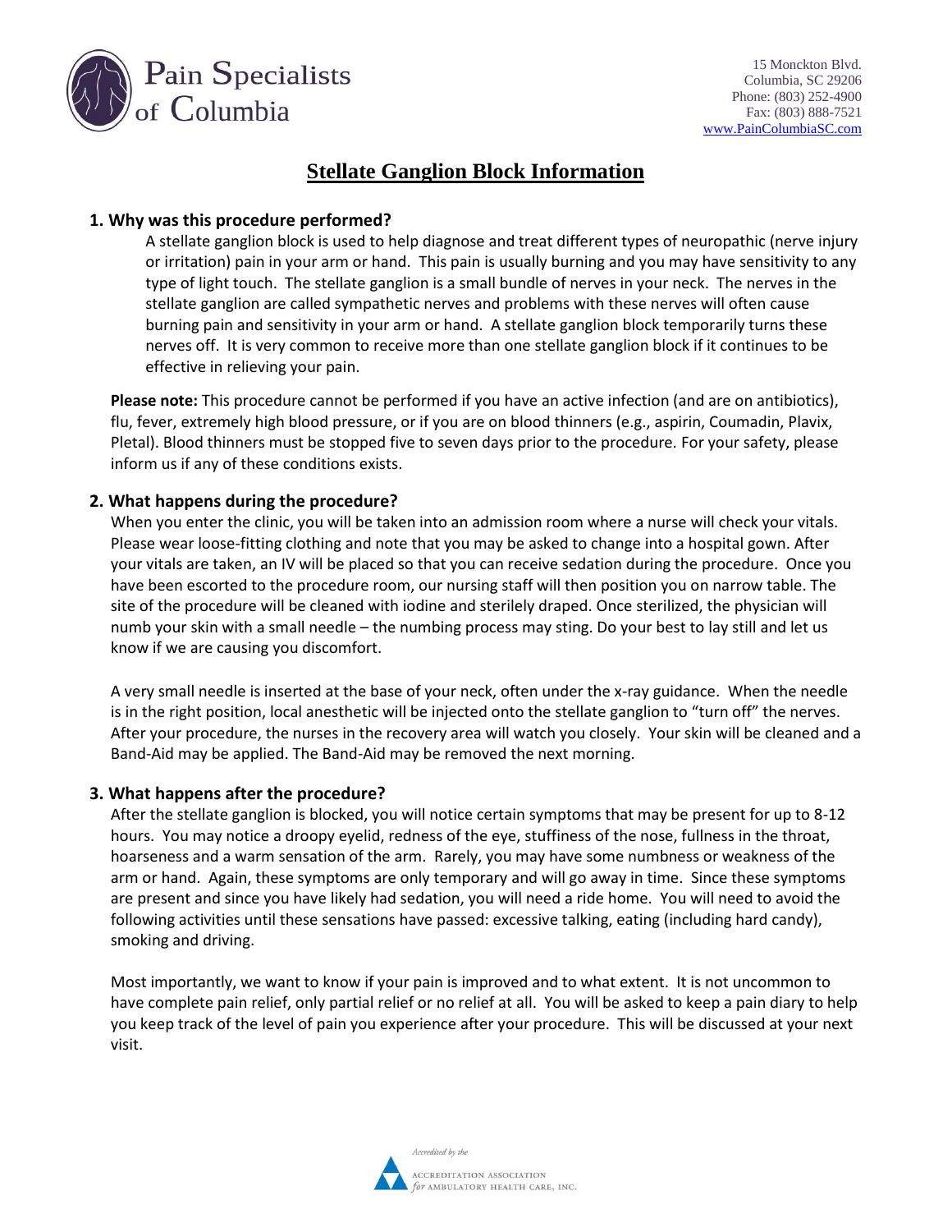Pain Specialists of Columbia

15 Monckton Blvd.
Columbia, SC 29206
Phone: (803) 252-4900
Fax: (803) 888-7521
www.PainColumbiaSC.com

# Stellate Ganglion Block Information

## 1. Why was this procedure performed?

A stellate ganglion block is used to help diagnose and treat different types of neuropathic (nerve injury or irritation) pain in your arm or hand. This pain is usually burning and you may have sensitivity to any type of light touch. The stellate ganglion is a small bundle of nerves in your neck. The nerves in the stellate ganglion are called sympathetic nerves and problems with these nerves will often cause burning pain and sensitivity in your arm or hand. A stellate ganglion block temporarily turns these nerves off. It is very common to receive more than one stellate ganglion block if it continues to be effective in relieving your pain.

**Please note:** This procedure cannot be performed if you have an active infection (and are on antibiotics), flu, fever, extremely high blood pressure, or if you are on blood thinners (e.g., aspirin, Coumadin, Plavix, Pletal). Blood thinners must be stopped five to seven days prior to the procedure. For your safety, please inform us if any of these conditions exists.

## 2. What happens during the procedure?

When you enter the clinic, you will be taken into an admission room where a nurse will check your vitals. Please wear loose-fitting clothing and note that you may be asked to change into a hospital gown. After your vitals are taken, an IV will be placed so that you can receive sedation during the procedure. Once you have been escorted to the procedure room, our nursing staff will then position you on narrow table. The site of the procedure will be cleaned with iodine and sterilely draped. Once sterilized, the physician will numb your skin with a small needle – the numbing process may sting. Do your best to lay still and let us know if we are causing you discomfort.

A very small needle is inserted at the base of your neck, often under the x-ray guidance. When the needle is in the right position, local anesthetic will be injected onto the stellate ganglion to "turn off" the nerves. After your procedure, the nurses in the recovery area will watch you closely. Your skin will be cleaned and a Band-Aid may be applied. The Band-Aid may be removed the next morning.

## 3. What happens after the procedure?

After the stellate ganglion is blocked, you will notice certain symptoms that may be present for up to 8-12 hours. You may notice a droopy eyelid, redness of the eye, stuffiness of the nose, fullness in the throat, hoarseness and a warm sensation of the arm. Rarely, you may have some numbness or weakness of the arm or hand. Again, these symptoms are only temporary and will go away in time. Since these symptoms are present and since you have likely had sedation, you will need a ride home. You will need to avoid the following activities until these sensations have passed: excessive talking, eating (including hard candy), smoking and driving.

Most importantly, we want to know if your pain is improved and to what extent. It is not uncommon to have complete pain relief, only partial relief or no relief at all. You will be asked to keep a pain diary to help you keep track of the level of pain you experience after your procedure. This will be discussed at your next visit.

Accredited by the Accreditation Association for Ambulatory Health Care, Inc.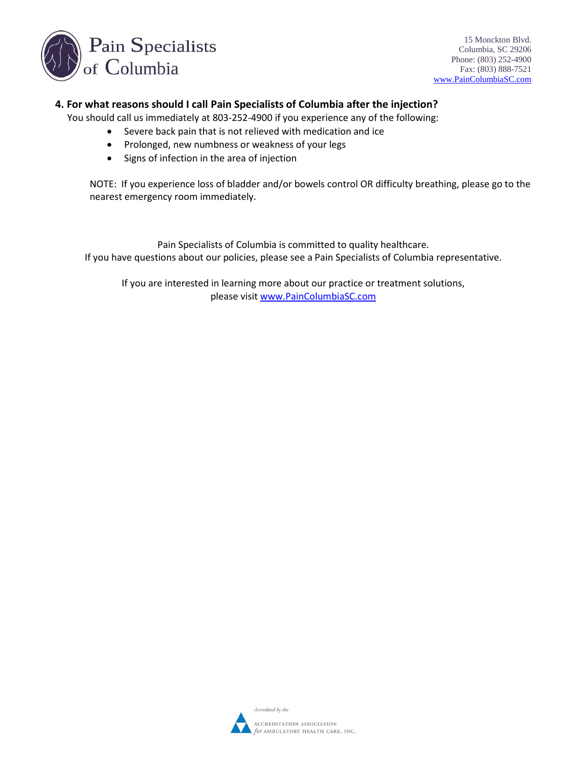**4. For what reasons should I call Pain Specialists of Columbia after the injection?**

You should call us immediately at 803-252-4900 if you experience any of the following:

- Severe back pain that is not relieved with medication and ice
- Prolonged, new numbness or weakness of your legs
- Signs of infection in the area of injection

NOTE: If you experience loss of bladder and/or bowels control OR difficulty breathing, please go to the nearest emergency room immediately.

Pain Specialists of Columbia is committed to quality healthcare.
If you have questions about our policies, please see a Pain Specialists of Columbia representative.

If you are interested in learning more about our practice or treatment solutions,
please visit www.PainColumbiaSC.com

Accredited by the
ACCREDITATION ASSOCIATION for AMBULATORY HEALTH CARE, INC.